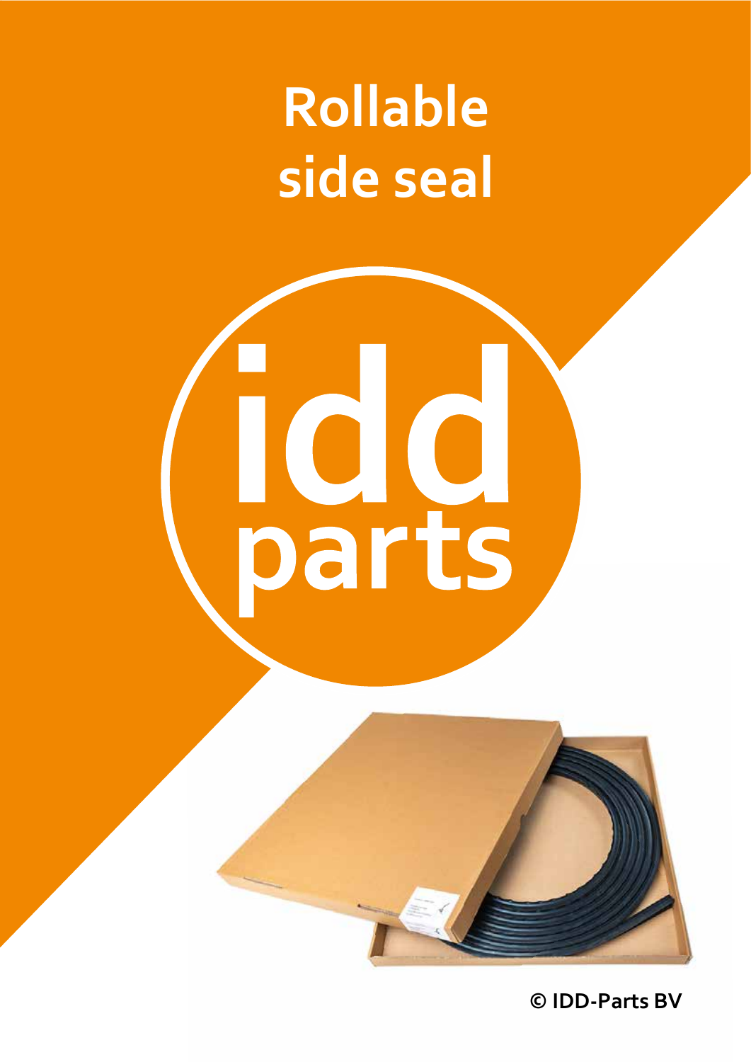# Rollable side seal

idd parts

© IDD-Parts BV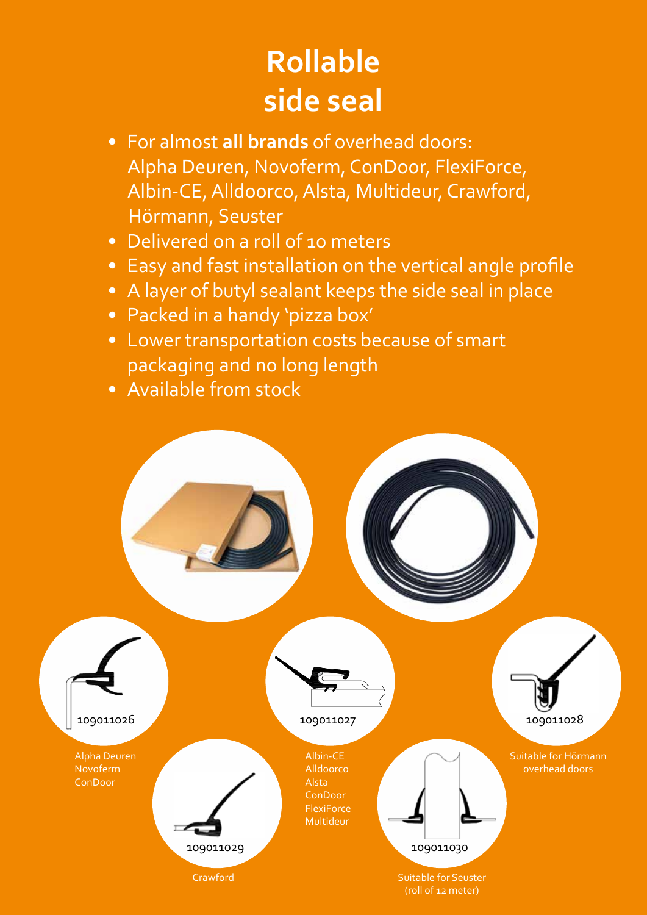# Rollable side seal

- For almost **all brands** of overhead doors: Alpha Deuren, Novoferm, ConDoor, FlexiForce, Albin-CE, Alldoorco, Alsta, Multideur, Crawford, Hörmann, Seuster
- Delivered on a roll of 10 meters
- Easy and fast installation on the vertical angle profile
- A layer of butyl sealant keeps the side seal in place
- Packed in a handy 'pizza box'
- Lower transportation costs because of smart packaging and no long length
- Available from stock

109011026

Alpha Deuren
Novoferm
ConDoor

109011027

Albin-CE
Alldoorco
Alsta
ConDoor
FlexiForce
Multideur

109011028

Suitable for Hörmann overhead doors

109011029

Crawford

109011030

Suitable for Seuster (roll of 12 meter)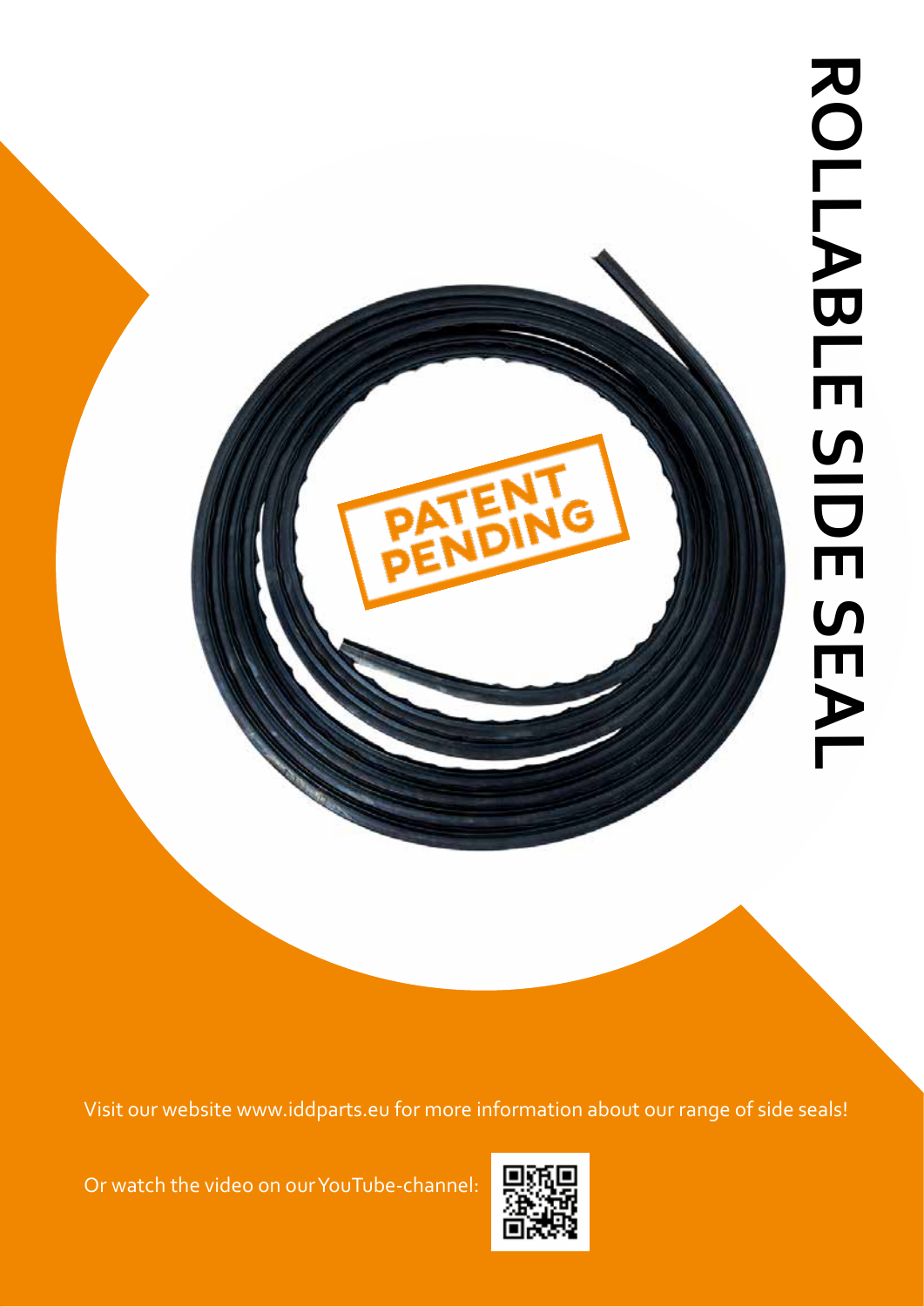# ROLLABLE SIDE SEAL

PATENT PENDING

Visit our website www.iddparts.eu for more information about our range of side seals!

Or watch the video on our YouTube-channel: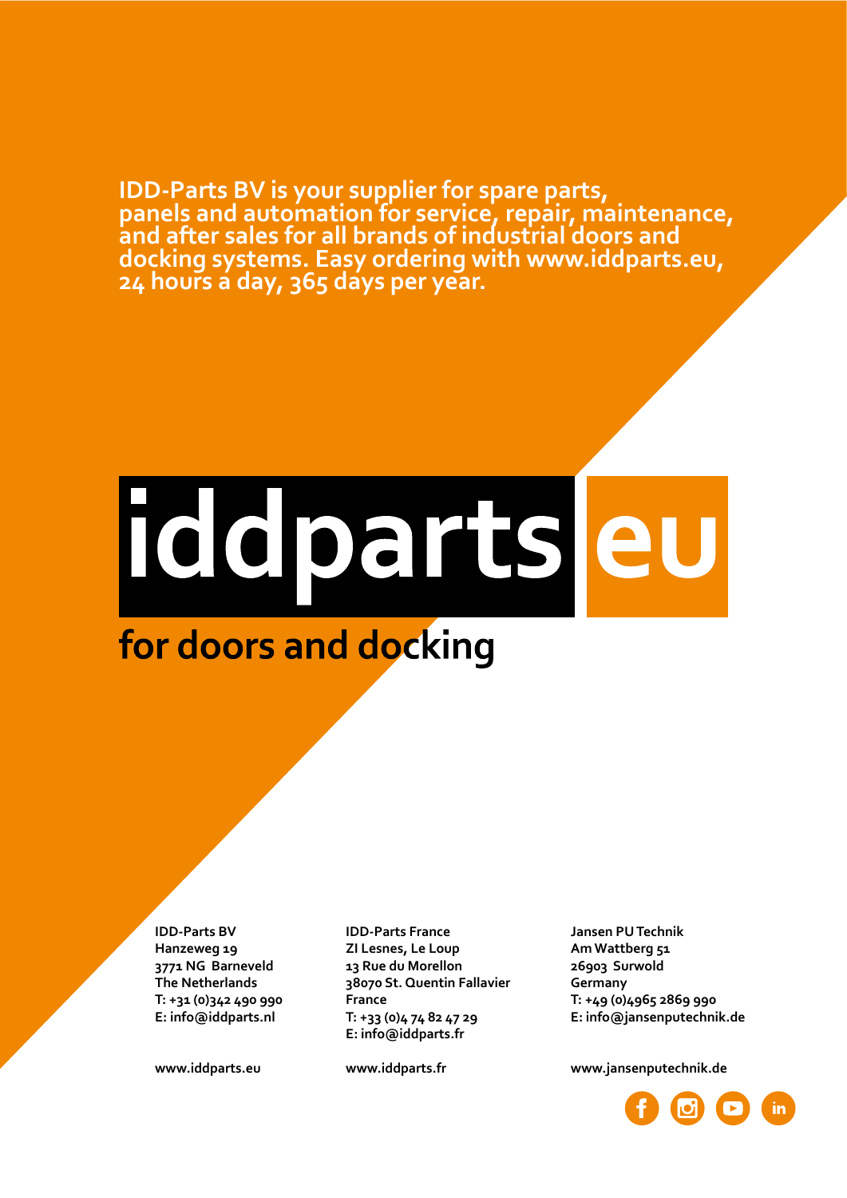**IDD-Parts BV is your supplier for spare parts, panels and automation for service, repair, maintenance, and after sales for all brands of industrial doors and docking systems. Easy ordering with www.iddparts.eu, 24 hours a day, 365 days per year.**

# iddparts eu

## for doors and docking

**IDD-Parts BV**
Hanzeweg 19
3771 NG Barneveld
The Netherlands
T: +31 (0)342 490 990
E: info@iddparts.nl

www.iddparts.eu

**IDD-Parts France**
ZI Lesnes, Le Loup
13 Rue du Morellon
38070 St. Quentin Fallavier
France
T: +33 (0)4 74 82 47 29
E: info@iddparts.fr

www.iddparts.fr

**Jansen PU Technik**
Am Wattberg 51
26903 Surwold
Germany
T: +49 (0)4965 2869 990
E: info@jansenputechnik.de

www.jansenputechnik.de